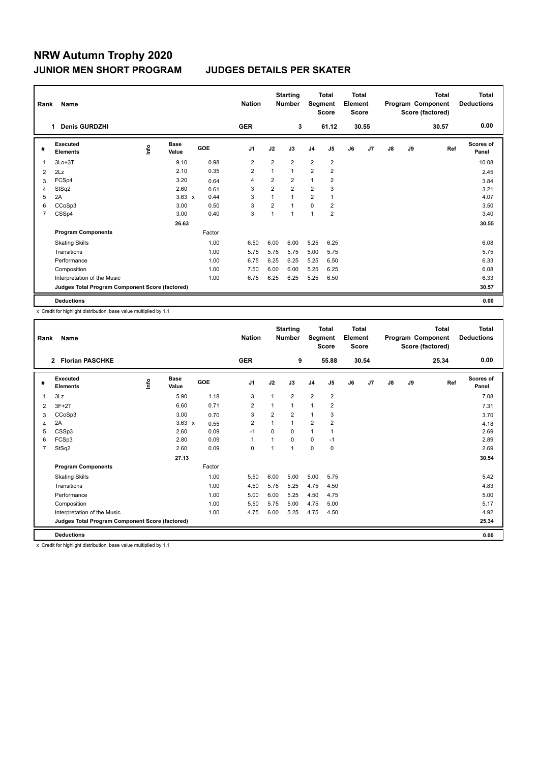# NRW Autumn Trophy 2020

## JUNIOR MEN SHORT PROGRAM — JUDGES DETAILS PER SKATER

| Rank | Name | Nation | Starting Number | Total Segment Score | Total Element Score | Total Program Component Score (factored) | Total Deductions |
|---|---|---|---|---|---|---|---|
| 1 | Denis GURDZHI | GER | 3 | 61.12 | 30.55 | 30.57 | 0.00 |

| # | Executed Elements | Info | Base Value | GOE | J1 | J2 | J3 | J4 | J5 | J6 | J7 | J8 | J9 | Ref | Scores of Panel |
|---|---|---|---|---|---|---|---|---|---|---|---|---|---|---|---|
| 1 | 3Lo+3T | | 9.10 | 0.98 | 2 | 2 | 2 | 2 | 2 | | | | | | 10.08 |
| 2 | 2Lz | | 2.10 | 0.35 | 2 | 1 | 1 | 2 | 2 | | | | | | 2.45 |
| 3 | FCSp4 | | 3.20 | 0.64 | 4 | 2 | 2 | 1 | 2 | | | | | | 3.84 |
| 4 | StSq2 | | 2.60 | 0.61 | 3 | 2 | 2 | 2 | 3 | | | | | | 3.21 |
| 5 | 2A | | 3.63 x | 0.44 | 3 | 1 | 1 | 2 | 1 | | | | | | 4.07 |
| 6 | CCoSp3 | | 3.00 | 0.50 | 3 | 2 | 1 | 0 | 2 | | | | | | 3.50 |
| 7 | CSSp4 | | 3.00 | 0.40 | 3 | 1 | 1 | 1 | 2 | | | | | | 3.40 |
| | | | 26.63 | | | | | | | | | | | | 30.55 |
| | **Program Components** | | | Factor | | | | | | | | | | | |
| | Skating Skills | | | 1.00 | 6.50 | 6.00 | 6.00 | 5.25 | 6.25 | | | | | | 6.08 |
| | Transitions | | | 1.00 | 5.75 | 5.75 | 5.75 | 5.00 | 5.75 | | | | | | 5.75 |
| | Performance | | | 1.00 | 6.75 | 6.25 | 6.25 | 5.25 | 6.50 | | | | | | 6.33 |
| | Composition | | | 1.00 | 7.50 | 6.00 | 6.00 | 5.25 | 6.25 | | | | | | 6.08 |
| | Interpretation of the Music | | | 1.00 | 6.75 | 6.25 | 6.25 | 5.25 | 6.50 | | | | | | 6.33 |
| | **Judges Total Program Component Score (factored)** | | | | | | | | | | | | | | 30.57 |
| | **Deductions** | | | | | | | | | | | | | | 0.00 |

x Credit for highlight distribution, base value multiplied by 1.1

| Rank | Name | Nation | Starting Number | Total Segment Score | Total Element Score | Total Program Component Score (factored) | Total Deductions |
|---|---|---|---|---|---|---|---|
| 2 | Florian PASCHKE | GER | 9 | 55.88 | 30.54 | 25.34 | 0.00 |

| # | Executed Elements | Info | Base Value | GOE | J1 | J2 | J3 | J4 | J5 | J6 | J7 | J8 | J9 | Ref | Scores of Panel |
|---|---|---|---|---|---|---|---|---|---|---|---|---|---|---|---|
| 1 | 3Lz | | 5.90 | 1.18 | 3 | 1 | 2 | 2 | 2 | | | | | | 7.08 |
| 2 | 3F+2T | | 6.60 | 0.71 | 2 | 1 | 1 | 1 | 2 | | | | | | 7.31 |
| 3 | CCoSp3 | | 3.00 | 0.70 | 3 | 2 | 2 | 1 | 3 | | | | | | 3.70 |
| 4 | 2A | | 3.63 x | 0.55 | 2 | 1 | 1 | 2 | 2 | | | | | | 4.18 |
| 5 | CSSp3 | | 2.60 | 0.09 | -1 | 0 | 0 | 1 | 1 | | | | | | 2.69 |
| 6 | FCSp3 | | 2.80 | 0.09 | 1 | 1 | 0 | 0 | -1 | | | | | | 2.89 |
| 7 | StSq2 | | 2.60 | 0.09 | 0 | 1 | 1 | 0 | 0 | | | | | | 2.69 |
| | | | 27.13 | | | | | | | | | | | | 30.54 |
| | **Program Components** | | | Factor | | | | | | | | | | | |
| | Skating Skills | | | 1.00 | 5.50 | 6.00 | 5.00 | 5.00 | 5.75 | | | | | | 5.42 |
| | Transitions | | | 1.00 | 4.50 | 5.75 | 5.25 | 4.75 | 4.50 | | | | | | 4.83 |
| | Performance | | | 1.00 | 5.00 | 6.00 | 5.25 | 4.50 | 4.75 | | | | | | 5.00 |
| | Composition | | | 1.00 | 5.50 | 5.75 | 5.00 | 4.75 | 5.00 | | | | | | 5.17 |
| | Interpretation of the Music | | | 1.00 | 4.75 | 6.00 | 5.25 | 4.75 | 4.50 | | | | | | 4.92 |
| | **Judges Total Program Component Score (factored)** | | | | | | | | | | | | | | 25.34 |
| | **Deductions** | | | | | | | | | | | | | | 0.00 |

x Credit for highlight distribution, base value multiplied by 1.1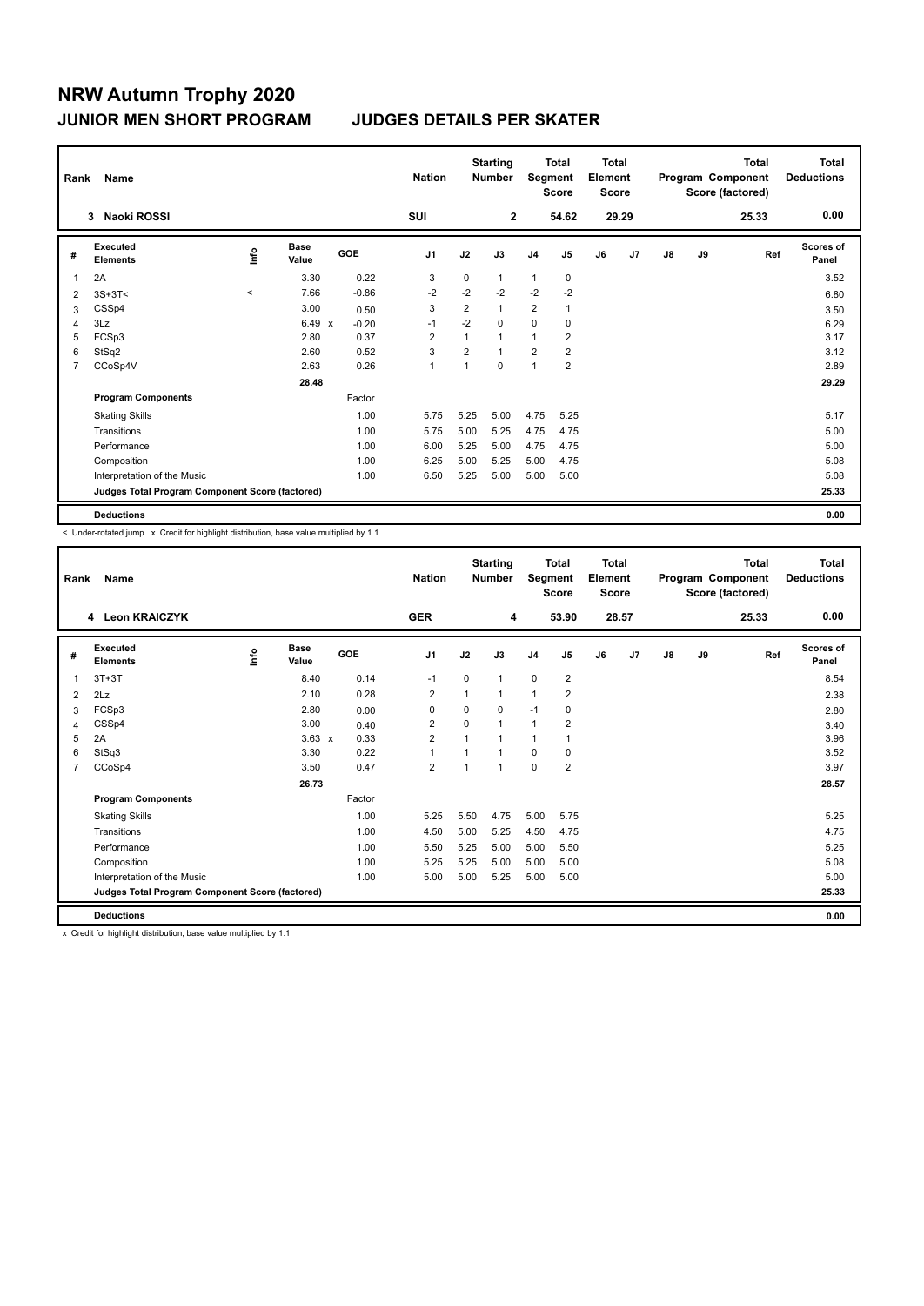# NRW Autumn Trophy 2020

## JUNIOR MEN SHORT PROGRAM — JUDGES DETAILS PER SKATER

| Rank | Name | Nation | Starting Number | Total Segment Score | Total Element Score | Total Program Component Score (factored) | Total Deductions |
|---|---|---|---|---|---|---|---|
| 3 | Naoki ROSSI | SUI | 2 | 54.62 | 29.29 | 25.33 | 0.00 |

| # | Executed Elements | Info | Base Value | | GOE | J1 | J2 | J3 | J4 | J5 | J6 | J7 | J8 | J9 | Ref | Scores of Panel |
|---|---|---|---|---|---|---|---|---|---|---|---|---|---|---|---|---|
| 1 | 2A | | 3.30 | | 0.22 | 3 | 0 | 1 | 1 | 0 | | | | | | 3.52 |
| 2 | 3S+3T< | < | 7.66 | | -0.86 | -2 | -2 | -2 | -2 | -2 | | | | | | 6.80 |
| 3 | CSSp4 | | 3.00 | | 0.50 | 3 | 2 | 1 | 2 | 1 | | | | | | 3.50 |
| 4 | 3Lz | | 6.49 | x | -0.20 | -1 | -2 | 0 | 0 | 0 | | | | | | 6.29 |
| 5 | FCSp3 | | 2.80 | | 0.37 | 2 | 1 | 1 | 1 | 2 | | | | | | 3.17 |
| 6 | StSq2 | | 2.60 | | 0.52 | 3 | 2 | 1 | 2 | 2 | | | | | | 3.12 |
| 7 | CCoSp4V | | 2.63 | | 0.26 | 1 | 1 | 0 | 1 | 2 | | | | | | 2.89 |
| | | | 28.48 | | | | | | | | | | | | | 29.29 |

| Program Components | Factor | J1 | J2 | J3 | J4 | J5 | J6 | J7 | J8 | J9 | Scores of Panel |
|---|---|---|---|---|---|---|---|---|---|---|---|
| Skating Skills | 1.00 | 5.75 | 5.25 | 5.00 | 4.75 | 5.25 | | | | | 5.17 |
| Transitions | 1.00 | 5.75 | 5.00 | 5.25 | 4.75 | 4.75 | | | | | 5.00 |
| Performance | 1.00 | 6.00 | 5.25 | 5.00 | 4.75 | 4.75 | | | | | 5.00 |
| Composition | 1.00 | 6.25 | 5.00 | 5.25 | 5.00 | 4.75 | | | | | 5.08 |
| Interpretation of the Music | 1.00 | 6.50 | 5.25 | 5.00 | 5.00 | 5.00 | | | | | 5.08 |
| Judges Total Program Component Score (factored) | | | | | | | | | | | 25.33 |
| **Deductions** | | | | | | | | | | | 0.00 |

< Under-rotated jump x Credit for highlight distribution, base value multiplied by 1.1

| Rank | Name | Nation | Starting Number | Total Segment Score | Total Element Score | Total Program Component Score (factored) | Total Deductions |
|---|---|---|---|---|---|---|---|
| 4 | Leon KRAICZYK | GER | 4 | 53.90 | 28.57 | 25.33 | 0.00 |

| # | Executed Elements | Info | Base Value | | GOE | J1 | J2 | J3 | J4 | J5 | J6 | J7 | J8 | J9 | Ref | Scores of Panel |
|---|---|---|---|---|---|---|---|---|---|---|---|---|---|---|---|---|
| 1 | 3T+3T | | 8.40 | | 0.14 | -1 | 0 | 1 | 0 | 2 | | | | | | 8.54 |
| 2 | 2Lz | | 2.10 | | 0.28 | 2 | 1 | 1 | 1 | 2 | | | | | | 2.38 |
| 3 | FCSp3 | | 2.80 | | 0.00 | 0 | 0 | 0 | -1 | 0 | | | | | | 2.80 |
| 4 | CSSp4 | | 3.00 | | 0.40 | 2 | 0 | 1 | 1 | 2 | | | | | | 3.40 |
| 5 | 2A | | 3.63 | x | 0.33 | 2 | 1 | 1 | 1 | 1 | | | | | | 3.96 |
| 6 | StSq3 | | 3.30 | | 0.22 | 1 | 1 | 1 | 0 | 0 | | | | | | 3.52 |
| 7 | CCoSp4 | | 3.50 | | 0.47 | 2 | 1 | 1 | 0 | 2 | | | | | | 3.97 |
| | | | 26.73 | | | | | | | | | | | | | 28.57 |

| Program Components | Factor | J1 | J2 | J3 | J4 | J5 | J6 | J7 | J8 | J9 | Scores of Panel |
|---|---|---|---|---|---|---|---|---|---|---|---|
| Skating Skills | 1.00 | 5.25 | 5.50 | 4.75 | 5.00 | 5.75 | | | | | 5.25 |
| Transitions | 1.00 | 4.50 | 5.00 | 5.25 | 4.50 | 4.75 | | | | | 4.75 |
| Performance | 1.00 | 5.50 | 5.25 | 5.00 | 5.00 | 5.50 | | | | | 5.25 |
| Composition | 1.00 | 5.25 | 5.25 | 5.00 | 5.00 | 5.00 | | | | | 5.08 |
| Interpretation of the Music | 1.00 | 5.00 | 5.00 | 5.25 | 5.00 | 5.00 | | | | | 5.00 |
| Judges Total Program Component Score (factored) | | | | | | | | | | | 25.33 |
| **Deductions** | | | | | | | | | | | 0.00 |

x Credit for highlight distribution, base value multiplied by 1.1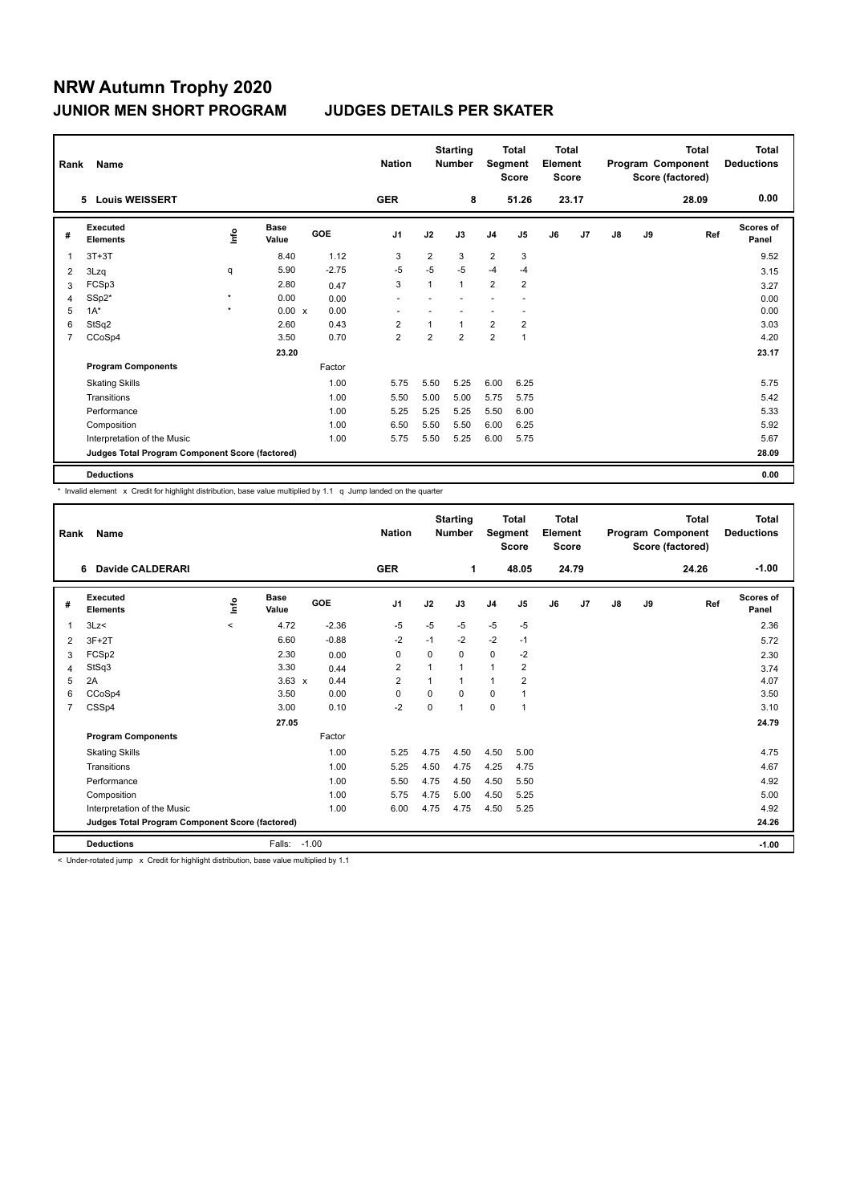# NRW Autumn Trophy 2020

## JUNIOR MEN SHORT PROGRAM — JUDGES DETAILS PER SKATER

| Rank | Name | Nation | Starting Number | Total Segment Score | Total Element Score | Total Program Component Score (factored) | Total Deductions |
|---|---|---|---|---|---|---|---|
| 5 | Louis WEISSERT | GER | 8 | 51.26 | 23.17 | 28.09 | 0.00 |

| # | Executed Elements | Info | Base Value | GOE | J1 | J2 | J3 | J4 | J5 | J6 | J7 | J8 | J9 | Ref | Scores of Panel |
|---|---|---|---|---|---|---|---|---|---|---|---|---|---|---|---|
| 1 | 3T+3T | | 8.40 | 1.12 | 3 | 2 | 3 | 2 | 3 | | | | | | 9.52 |
| 2 | 3Lzq | q | 5.90 | -2.75 | -5 | -5 | -5 | -4 | -4 | | | | | | 3.15 |
| 3 | FCSp3 | | 2.80 | 0.47 | 3 | 1 | 1 | 2 | 2 | | | | | | 3.27 |
| 4 | SSp2* | * | 0.00 | 0.00 | - | - | - | - | - | | | | | | 0.00 |
| 5 | 1A* | * | 0.00 x | 0.00 | - | - | - | - | - | | | | | | 0.00 |
| 6 | StSq2 | | 2.60 | 0.43 | 2 | 1 | 1 | 2 | 2 | | | | | | 3.03 |
| 7 | CCoSp4 | | 3.50 | 0.70 | 2 | 2 | 2 | 2 | 1 | | | | | | 4.20 |
| | | | 23.20 | | | | | | | | | | | | 23.17 |

| Program Components | Factor | J1 | J2 | J3 | J4 | J5 | J6 | J7 | J8 | J9 | Scores of Panel |
|---|---|---|---|---|---|---|---|---|---|---|---|
| Skating Skills | 1.00 | 5.75 | 5.50 | 5.25 | 6.00 | 6.25 | | | | | 5.75 |
| Transitions | 1.00 | 5.50 | 5.00 | 5.00 | 5.75 | 5.75 | | | | | 5.42 |
| Performance | 1.00 | 5.25 | 5.25 | 5.25 | 5.50 | 6.00 | | | | | 5.33 |
| Composition | 1.00 | 6.50 | 5.50 | 5.50 | 6.00 | 6.25 | | | | | 5.92 |
| Interpretation of the Music | 1.00 | 5.75 | 5.50 | 5.25 | 6.00 | 5.75 | | | | | 5.67 |
| Judges Total Program Component Score (factored) | | | | | | | | | | | 28.09 |

**Deductions** 0.00

\* Invalid element x Credit for highlight distribution, base value multiplied by 1.1 q Jump landed on the quarter

| Rank | Name | Nation | Starting Number | Total Segment Score | Total Element Score | Total Program Component Score (factored) | Total Deductions |
|---|---|---|---|---|---|---|---|
| 6 | Davide CALDERARI | GER | 1 | 48.05 | 24.79 | 24.26 | -1.00 |

| # | Executed Elements | Info | Base Value | GOE | J1 | J2 | J3 | J4 | J5 | J6 | J7 | J8 | J9 | Ref | Scores of Panel |
|---|---|---|---|---|---|---|---|---|---|---|---|---|---|---|---|
| 1 | 3Lz< | < | 4.72 | -2.36 | -5 | -5 | -5 | -5 | -5 | | | | | | 2.36 |
| 2 | 3F+2T | | 6.60 | -0.88 | -2 | -1 | -2 | -2 | -1 | | | | | | 5.72 |
| 3 | FCSp2 | | 2.30 | 0.00 | 0 | 0 | 0 | 0 | -2 | | | | | | 2.30 |
| 4 | StSq3 | | 3.30 | 0.44 | 2 | 1 | 1 | 1 | 2 | | | | | | 3.74 |
| 5 | 2A | | 3.63 x | 0.44 | 2 | 1 | 1 | 1 | 2 | | | | | | 4.07 |
| 6 | CCoSp4 | | 3.50 | 0.00 | 0 | 0 | 0 | 0 | 1 | | | | | | 3.50 |
| 7 | CSSp4 | | 3.00 | 0.10 | -2 | 0 | 1 | 0 | 1 | | | | | | 3.10 |
| | | | 27.05 | | | | | | | | | | | | 24.79 |

| Program Components | Factor | J1 | J2 | J3 | J4 | J5 | J6 | J7 | J8 | J9 | Scores of Panel |
|---|---|---|---|---|---|---|---|---|---|---|---|
| Skating Skills | 1.00 | 5.25 | 4.75 | 4.50 | 4.50 | 5.00 | | | | | 4.75 |
| Transitions | 1.00 | 5.25 | 4.50 | 4.75 | 4.25 | 4.75 | | | | | 4.67 |
| Performance | 1.00 | 5.50 | 4.75 | 4.50 | 4.50 | 5.50 | | | | | 4.92 |
| Composition | 1.00 | 5.75 | 4.75 | 5.00 | 4.50 | 5.25 | | | | | 5.00 |
| Interpretation of the Music | 1.00 | 6.00 | 4.75 | 4.75 | 4.50 | 5.25 | | | | | 4.92 |
| Judges Total Program Component Score (factored) | | | | | | | | | | | 24.26 |

**Deductions** Falls: -1.00 — -1.00

< Under-rotated jump x Credit for highlight distribution, base value multiplied by 1.1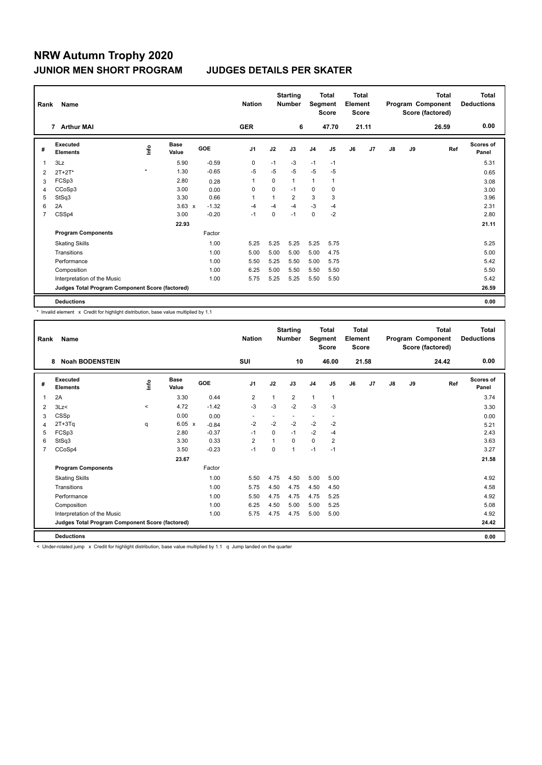# NRW Autumn Trophy 2020

## JUNIOR MEN SHORT PROGRAM

## JUDGES DETAILS PER SKATER

| Rank | Name | | | Nation | | Starting Number | | Total Segment Score | Total Element Score | | Total Program Component Score (factored) | | Total Deductions |
|---|---|---|---|---|---|---|---|---|---|---|---|---|---|
| 7 | Arthur MAI | | | GER | | 6 | | 47.70 | 21.11 | | 26.59 | | 0.00 |

| # | Executed Elements | Info | Base Value | GOE | J1 | J2 | J3 | J4 | J5 | J6 | J7 | J8 | J9 | Ref | Scores of Panel |
|---|---|---|---|---|---|---|---|---|---|---|---|---|---|---|---|
| 1 | 3Lz | | 5.90 | -0.59 | 0 | -1 | -3 | -1 | -1 | | | | | | 5.31 |
| 2 | 2T+2T* | * | 1.30 | -0.65 | -5 | -5 | -5 | -5 | -5 | | | | | | 0.65 |
| 3 | FCSp3 | | 2.80 | 0.28 | 1 | 0 | 1 | 1 | 1 | | | | | | 3.08 |
| 4 | CCoSp3 | | 3.00 | 0.00 | 0 | 0 | -1 | 0 | 0 | | | | | | 3.00 |
| 5 | StSq3 | | 3.30 | 0.66 | 1 | 1 | 2 | 3 | 3 | | | | | | 3.96 |
| 6 | 2A | | 3.63 x | -1.32 | -4 | -4 | -4 | -3 | -4 | | | | | | 2.31 |
| 7 | CSSp4 | | 3.00 | -0.20 | -1 | 0 | -1 | 0 | -2 | | | | | | 2.80 |
| | | | 22.93 | | | | | | | | | | | | 21.11 |
| | **Program Components** | | | Factor | | | | | | | | | | | |
| | Skating Skills | | | 1.00 | 5.25 | 5.25 | 5.25 | 5.25 | 5.75 | | | | | | 5.25 |
| | Transitions | | | 1.00 | 5.00 | 5.00 | 5.00 | 5.00 | 4.75 | | | | | | 5.00 |
| | Performance | | | 1.00 | 5.50 | 5.25 | 5.50 | 5.00 | 5.75 | | | | | | 5.42 |
| | Composition | | | 1.00 | 6.25 | 5.00 | 5.50 | 5.50 | 5.50 | | | | | | 5.50 |
| | Interpretation of the Music | | | 1.00 | 5.75 | 5.25 | 5.25 | 5.50 | 5.50 | | | | | | 5.42 |
| | **Judges Total Program Component Score (factored)** | | | | | | | | | | | | | | 26.59 |
| | **Deductions** | | | | | | | | | | | | | | 0.00 |

\* Invalid element x Credit for highlight distribution, base value multiplied by 1.1

| Rank | Name | | | Nation | | Starting Number | | Total Segment Score | Total Element Score | | Total Program Component Score (factored) | | Total Deductions |
|---|---|---|---|---|---|---|---|---|---|---|---|---|---|
| 8 | Noah BODENSTEIN | | | SUI | | 10 | | 46.00 | 21.58 | | 24.42 | | 0.00 |

| # | Executed Elements | Info | Base Value | GOE | J1 | J2 | J3 | J4 | J5 | J6 | J7 | J8 | J9 | Ref | Scores of Panel |
|---|---|---|---|---|---|---|---|---|---|---|---|---|---|---|---|
| 1 | 2A | | 3.30 | 0.44 | 2 | 1 | 2 | 1 | 1 | | | | | | 3.74 |
| 2 | 3Lz< | < | 4.72 | -1.42 | -3 | -3 | -2 | -3 | -3 | | | | | | 3.30 |
| 3 | CSSp | | 0.00 | 0.00 | - | - | - | - | - | | | | | | 0.00 |
| 4 | 2T+3Tq | q | 6.05 x | -0.84 | -2 | -2 | -2 | -2 | -2 | | | | | | 5.21 |
| 5 | FCSp3 | | 2.80 | -0.37 | -1 | 0 | -1 | -2 | -4 | | | | | | 2.43 |
| 6 | StSq3 | | 3.30 | 0.33 | 2 | 1 | 0 | 0 | 2 | | | | | | 3.63 |
| 7 | CCoSp4 | | 3.50 | -0.23 | -1 | 0 | 1 | -1 | -1 | | | | | | 3.27 |
| | | | 23.67 | | | | | | | | | | | | 21.58 |
| | **Program Components** | | | Factor | | | | | | | | | | | |
| | Skating Skills | | | 1.00 | 5.50 | 4.75 | 4.50 | 5.00 | 5.00 | | | | | | 4.92 |
| | Transitions | | | 1.00 | 5.75 | 4.50 | 4.75 | 4.50 | 4.50 | | | | | | 4.58 |
| | Performance | | | 1.00 | 5.50 | 4.75 | 4.75 | 4.75 | 5.25 | | | | | | 4.92 |
| | Composition | | | 1.00 | 6.25 | 4.50 | 5.00 | 5.00 | 5.25 | | | | | | 5.08 |
| | Interpretation of the Music | | | 1.00 | 5.75 | 4.75 | 4.75 | 5.00 | 5.00 | | | | | | 4.92 |
| | **Judges Total Program Component Score (factored)** | | | | | | | | | | | | | | 24.42 |
| | **Deductions** | | | | | | | | | | | | | | 0.00 |

< Under-rotated jump x Credit for highlight distribution, base value multiplied by 1.1 q Jump landed on the quarter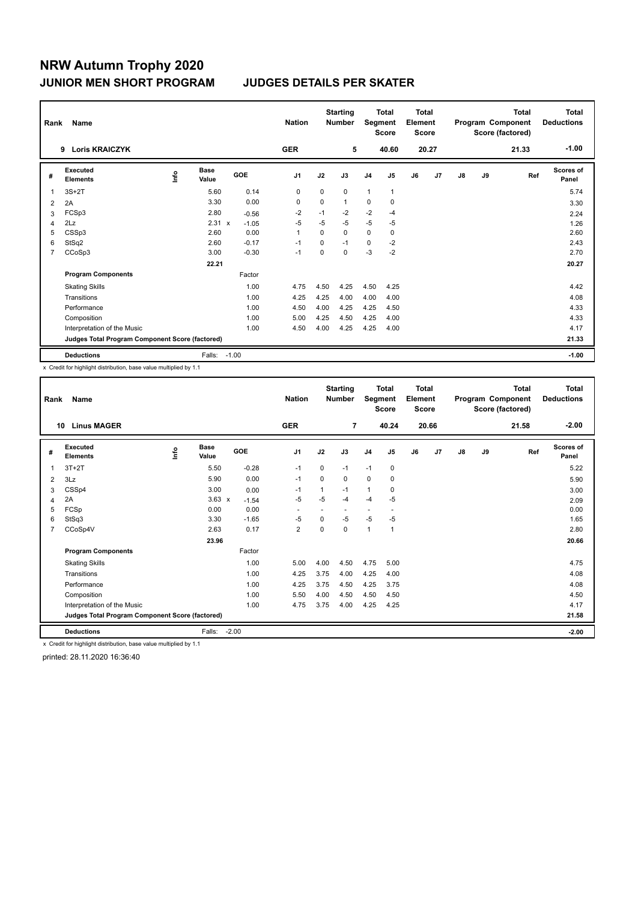# NRW Autumn Trophy 2020

## JUNIOR MEN SHORT PROGRAM JUDGES DETAILS PER SKATER

| Rank | Name | Nation | Starting Number | Total Segment Score | Total Element Score | Total Program Component Score (factored) | Total Deductions |
|---|---|---|---|---|---|---|---|
| 9 | Loris KRAICZYK | GER | 5 | 40.60 | 20.27 | 21.33 | -1.00 |

| # | Executed Elements | Info | Base Value | | GOE | J1 | J2 | J3 | J4 | J5 | J6 | J7 | J8 | J9 | Ref | Scores of Panel |
|---|---|---|---|---|---|---|---|---|---|---|---|---|---|---|---|---|
| 1 | 3S+2T | | 5.60 | | 0.14 | 0 | 0 | 0 | 1 | 1 | | | | | | 5.74 |
| 2 | 2A | | 3.30 | | 0.00 | 0 | 0 | 1 | 0 | 0 | | | | | | 3.30 |
| 3 | FCSp3 | | 2.80 | | -0.56 | -2 | -1 | -2 | -2 | -4 | | | | | | 2.24 |
| 4 | 2Lz | | 2.31 | x | -1.05 | -5 | -5 | -5 | -5 | -5 | | | | | | 1.26 |
| 5 | CSSp3 | | 2.60 | | 0.00 | 1 | 0 | 0 | 0 | 0 | | | | | | 2.60 |
| 6 | StSq2 | | 2.60 | | -0.17 | -1 | 0 | -1 | 0 | -2 | | | | | | 2.43 |
| 7 | CCoSp3 | | 3.00 | | -0.30 | -1 | 0 | 0 | -3 | -2 | | | | | | 2.70 |
| | | | 22.21 | | | | | | | | | | | | | 20.27 |
| | **Program Components** | | | | Factor | | | | | | | | | | | |
| | Skating Skills | | | | 1.00 | 4.75 | 4.50 | 4.25 | 4.50 | 4.25 | | | | | | 4.42 |
| | Transitions | | | | 1.00 | 4.25 | 4.25 | 4.00 | 4.00 | 4.00 | | | | | | 4.08 |
| | Performance | | | | 1.00 | 4.50 | 4.00 | 4.25 | 4.25 | 4.50 | | | | | | 4.33 |
| | Composition | | | | 1.00 | 5.00 | 4.25 | 4.50 | 4.25 | 4.00 | | | | | | 4.33 |
| | Interpretation of the Music | | | | 1.00 | 4.50 | 4.00 | 4.25 | 4.25 | 4.00 | | | | | | 4.17 |
| | **Judges Total Program Component Score (factored)** | | | | | | | | | | | | | | | 21.33 |
| | **Deductions** | | Falls: | | -1.00 | | | | | | | | | | | -1.00 |

x Credit for highlight distribution, base value multiplied by 1.1

| Rank | Name | Nation | Starting Number | Total Segment Score | Total Element Score | Total Program Component Score (factored) | Total Deductions |
|---|---|---|---|---|---|---|---|
| 10 | Linus MAGER | GER | 7 | 40.24 | 20.66 | 21.58 | -2.00 |

| # | Executed Elements | Info | Base Value | | GOE | J1 | J2 | J3 | J4 | J5 | J6 | J7 | J8 | J9 | Ref | Scores of Panel |
|---|---|---|---|---|---|---|---|---|---|---|---|---|---|---|---|---|
| 1 | 3T+2T | | 5.50 | | -0.28 | -1 | 0 | -1 | -1 | 0 | | | | | | 5.22 |
| 2 | 3Lz | | 5.90 | | 0.00 | -1 | 0 | 0 | 0 | 0 | | | | | | 5.90 |
| 3 | CSSp4 | | 3.00 | | 0.00 | -1 | 1 | -1 | 1 | 0 | | | | | | 3.00 |
| 4 | 2A | | 3.63 | x | -1.54 | -5 | -5 | -4 | -4 | -5 | | | | | | 2.09 |
| 5 | FCSp | | 0.00 | | 0.00 | - | - | - | - | - | | | | | | 0.00 |
| 6 | StSq3 | | 3.30 | | -1.65 | -5 | 0 | -5 | -5 | -5 | | | | | | 1.65 |
| 7 | CCoSp4V | | 2.63 | | 0.17 | 2 | 0 | 0 | 1 | 1 | | | | | | 2.80 |
| | | | 23.96 | | | | | | | | | | | | | 20.66 |
| | **Program Components** | | | | Factor | | | | | | | | | | | |
| | Skating Skills | | | | 1.00 | 5.00 | 4.00 | 4.50 | 4.75 | 5.00 | | | | | | 4.75 |
| | Transitions | | | | 1.00 | 4.25 | 3.75 | 4.00 | 4.25 | 4.00 | | | | | | 4.08 |
| | Performance | | | | 1.00 | 4.25 | 3.75 | 4.50 | 4.25 | 3.75 | | | | | | 4.08 |
| | Composition | | | | 1.00 | 5.50 | 4.00 | 4.50 | 4.50 | 4.50 | | | | | | 4.50 |
| | Interpretation of the Music | | | | 1.00 | 4.75 | 3.75 | 4.00 | 4.25 | 4.25 | | | | | | 4.17 |
| | **Judges Total Program Component Score (factored)** | | | | | | | | | | | | | | | 21.58 |
| | **Deductions** | | Falls: | | -2.00 | | | | | | | | | | | -2.00 |

x Credit for highlight distribution, base value multiplied by 1.1

printed: 28.11.2020 16:36:40